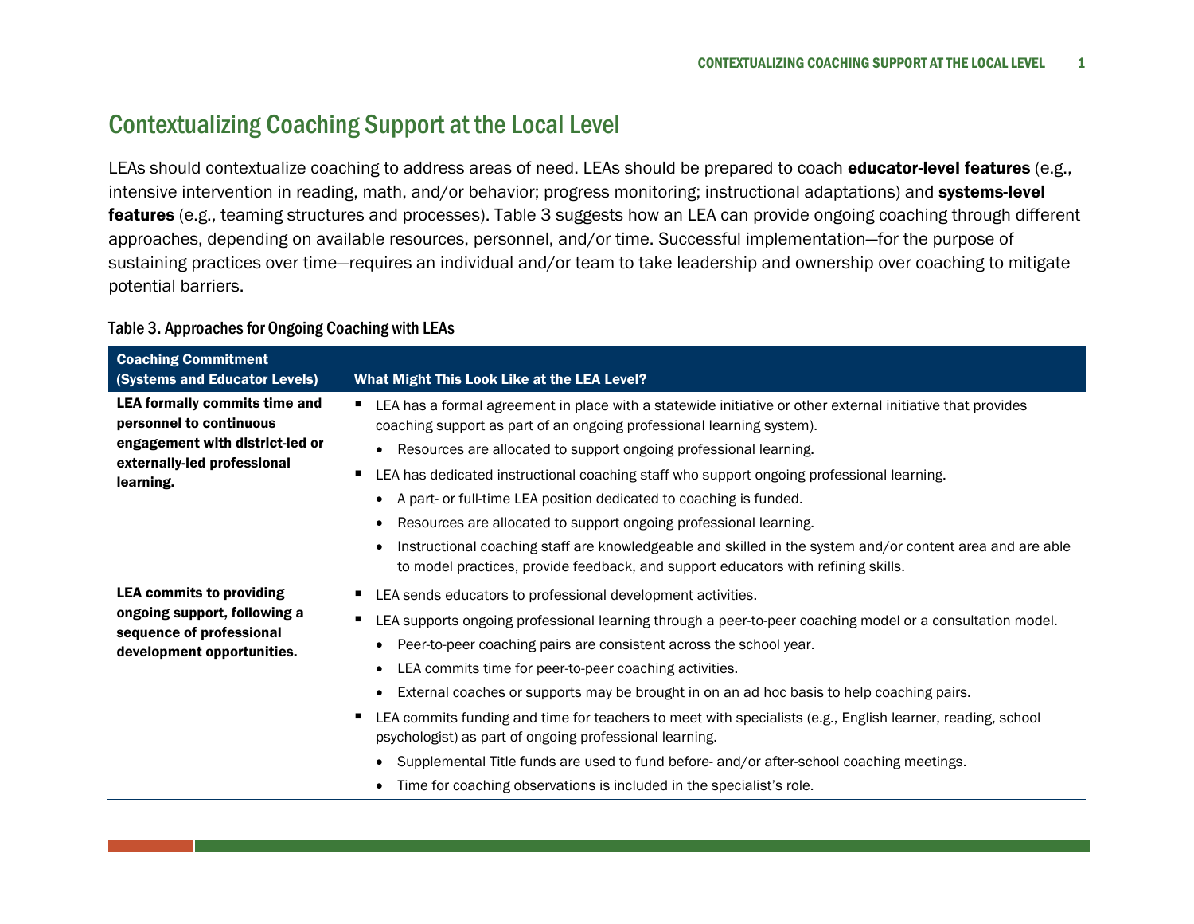# Contextualizing Coaching Support at the Local Level

LEAs should contextualize coaching to address areas of need. LEAs should be prepared to coach **educator-level features** (e.g., intensive intervention in reading, math, and/or behavior; progress monitoring; instructional adaptations) and **systems-level features** (e.g., teaming structures and processes). Table 3 suggests how an LEA can provide ongoing coaching through different approaches, depending on available resources, personnel, and/or time. Successful implementation—for the purpose of sustaining practices over time—requires an individual and/or team to take leadership and ownership over coaching to mitigate potential barriers.

Table 3. Approaches for Ongoing Coaching with LEAs

| Coaching Commitment (Systems and Educator Levels) | What Might This Look Like at the LEA Level? |
|---|---|
| **LEA formally commits time and personnel to continuous engagement with district-led or externally-led professional learning.** | ▪ LEA has a formal agreement in place with a statewide initiative or other external initiative that provides coaching support as part of an ongoing professional learning system).<br>• Resources are allocated to support ongoing professional learning.<br>▪ LEA has dedicated instructional coaching staff who support ongoing professional learning.<br>• A part- or full-time LEA position dedicated to coaching is funded.<br>• Resources are allocated to support ongoing professional learning.<br>• Instructional coaching staff are knowledgeable and skilled in the system and/or content area and are able to model practices, provide feedback, and support educators with refining skills. |
| **LEA commits to providing ongoing support, following a sequence of professional development opportunities.** | ▪ LEA sends educators to professional development activities.<br>▪ LEA supports ongoing professional learning through a peer-to-peer coaching model or a consultation model.<br>• Peer-to-peer coaching pairs are consistent across the school year.<br>• LEA commits time for peer-to-peer coaching activities.<br>• External coaches or supports may be brought in on an ad hoc basis to help coaching pairs.<br>▪ LEA commits funding and time for teachers to meet with specialists (e.g., English learner, reading, school psychologist) as part of ongoing professional learning.<br>• Supplemental Title funds are used to fund before- and/or after-school coaching meetings.<br>• Time for coaching observations is included in the specialist's role. |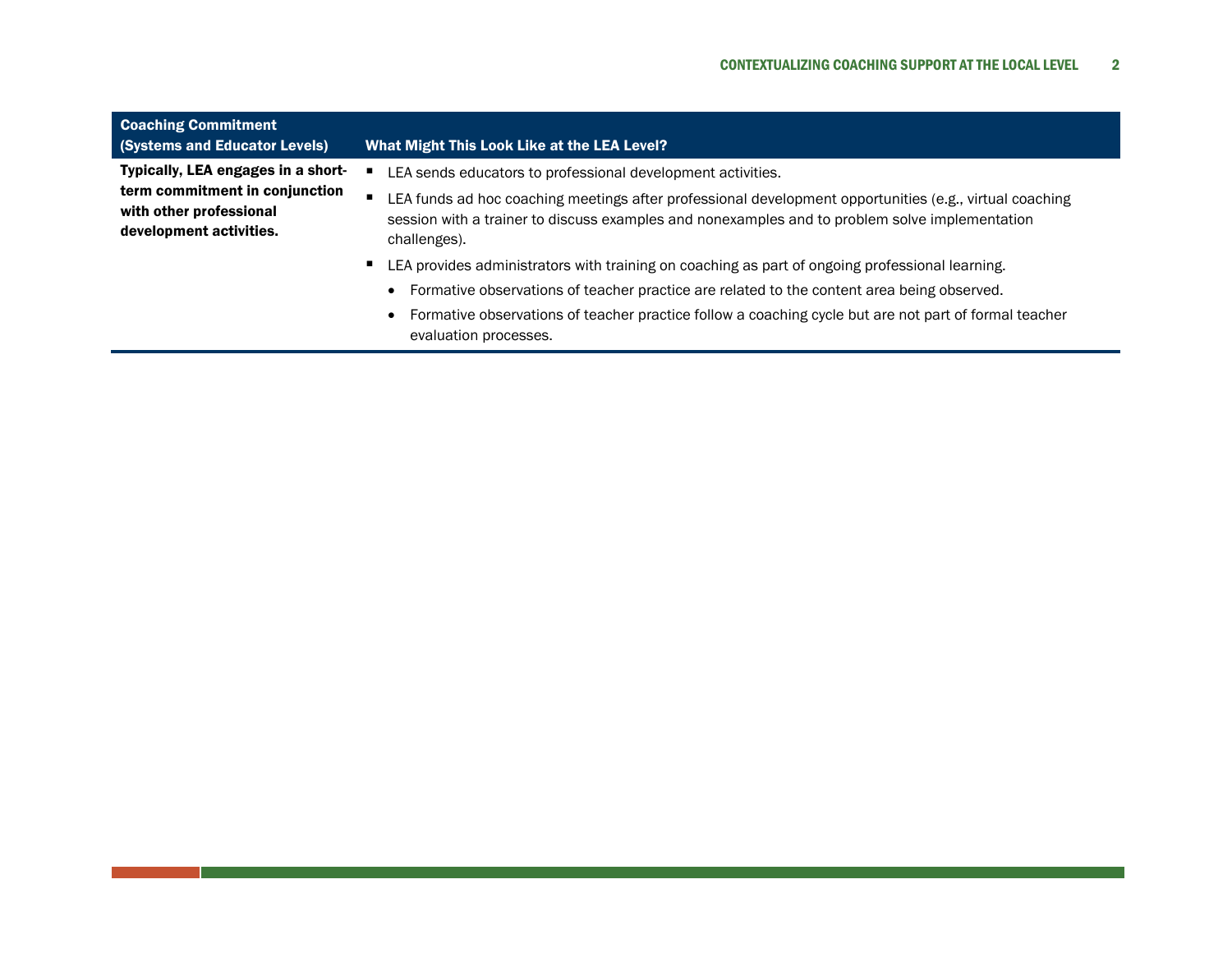| Coaching Commitment (Systems and Educator Levels) | What Might This Look Like at the LEA Level? |
|---|---|
| **Typically, LEA engages in a short-term commitment in conjunction with other professional development activities.** | ▪ LEA sends educators to professional development activities.<br>▪ LEA funds ad hoc coaching meetings after professional development opportunities (e.g., virtual coaching session with a trainer to discuss examples and nonexamples and to problem solve implementation challenges).<br>▪ LEA provides administrators with training on coaching as part of ongoing professional learning.<br>• Formative observations of teacher practice are related to the content area being observed.<br>• Formative observations of teacher practice follow a coaching cycle but are not part of formal teacher evaluation processes. |